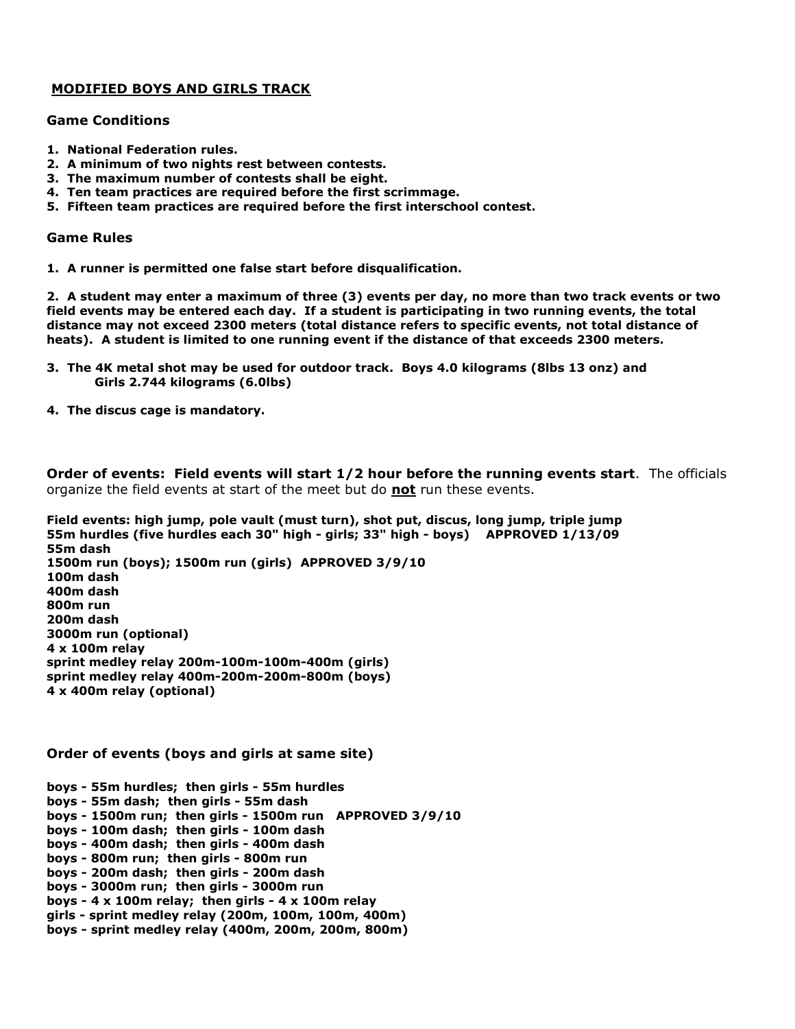# MODIFIED BOYS AND GIRLS TRACK

## Game Conditions

1. **National Federation rules.**
2. **A minimum of two nights rest between contests.**
3. **The maximum number of contests shall be eight.**
4. **Ten team practices are required before the first scrimmage.**
5. **Fifteen team practices are required before the first interschool contest.**

## Game Rules

1. **A runner is permitted one false start before disqualification.**

2. **A student may enter a maximum of three (3) events per day, no more than two track events or two field events may be entered each day. If a student is participating in two running events, the total distance may not exceed 2300 meters (total distance refers to specific events, not total distance of heats). A student is limited to one running event if the distance of that exceeds 2300 meters.**

3. **The 4K metal shot may be used for outdoor track. Boys 4.0 kilograms (8lbs 13 onz) and Girls 2.744 kilograms (6.0lbs)**

4. **The discus cage is mandatory.**

**Order of events: Field events will start 1/2 hour before the running events start**. The officials organize the field events at start of the meet but do **not** run these events.

**Field events: high jump, pole vault (must turn), shot put, discus, long jump, triple jump**
**55m hurdles (five hurdles each 30" high - girls; 33" high - boys) APPROVED 1/13/09**
**55m dash**
**1500m run (boys); 1500m run (girls) APPROVED 3/9/10**
**100m dash**
**400m dash**
**800m run**
**200m dash**
**3000m run (optional)**
**4 x 100m relay**
**sprint medley relay 200m-100m-100m-400m (girls)**
**sprint medley relay 400m-200m-200m-800m (boys)**
**4 x 400m relay (optional)**

**Order of events (boys and girls at same site)**

**boys - 55m hurdles; then girls - 55m hurdles**
**boys - 55m dash; then girls - 55m dash**
**boys - 1500m run; then girls - 1500m run APPROVED 3/9/10**
**boys - 100m dash; then girls - 100m dash**
**boys - 400m dash; then girls - 400m dash**
**boys - 800m run; then girls - 800m run**
**boys - 200m dash; then girls - 200m dash**
**boys - 3000m run; then girls - 3000m run**
**boys - 4 x 100m relay; then girls - 4 x 100m relay**
**girls - sprint medley relay (200m, 100m, 100m, 400m)**
**boys - sprint medley relay (400m, 200m, 200m, 800m)**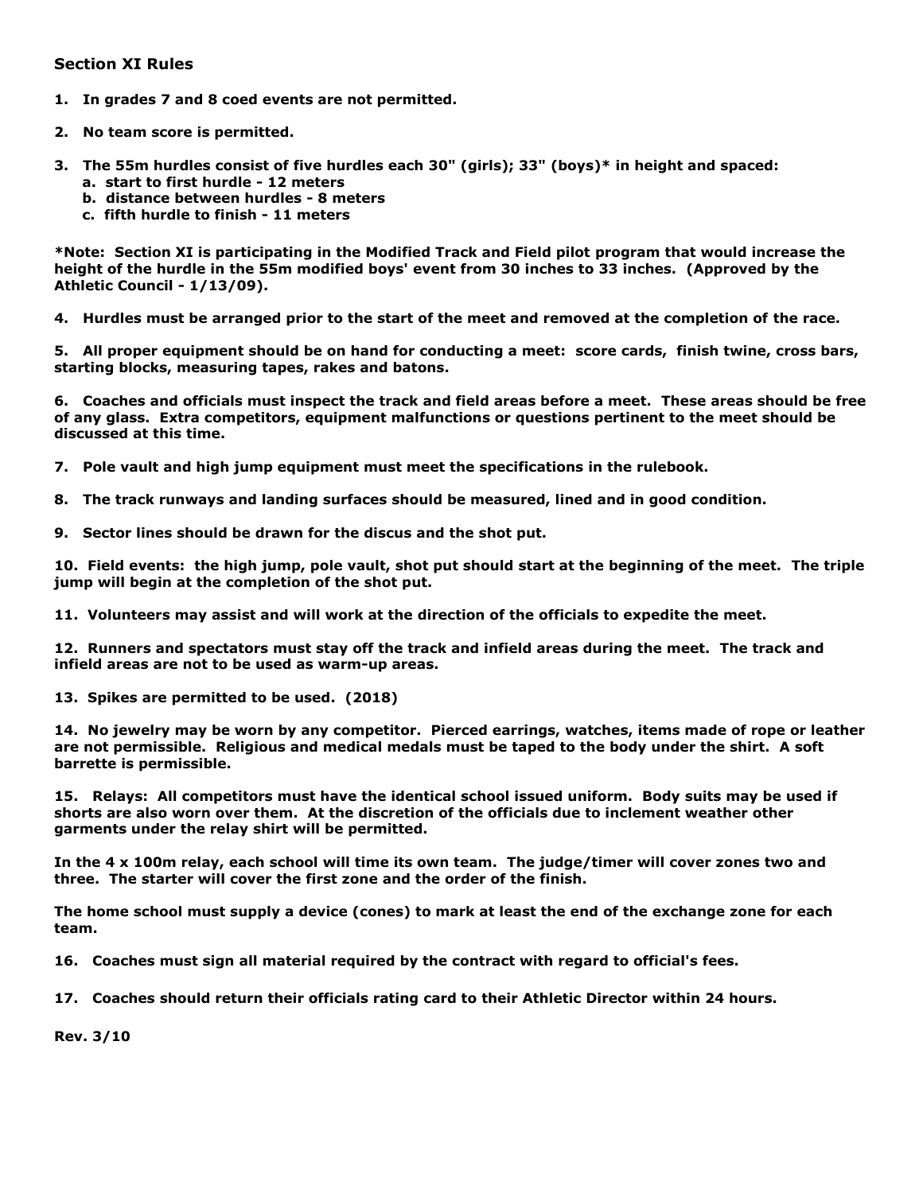### Section XI Rules

1. **In grades 7 and 8 coed events are not permitted.**

2. **No team score is permitted.**

3. **The 55m hurdles consist of five hurdles each 30" (girls); 33" (boys)* in height and spaced:**
   a. **start to first hurdle - 12 meters**
   b. **distance between hurdles - 8 meters**
   c. **fifth hurdle to finish - 11 meters**

***Note: Section XI is participating in the Modified Track and Field pilot program that would increase the height of the hurdle in the 55m modified boys' event from 30 inches to 33 inches. (Approved by the Athletic Council - 1/13/09).**

4. **Hurdles must be arranged prior to the start of the meet and removed at the completion of the race.**

5. **All proper equipment should be on hand for conducting a meet: score cards, finish twine, cross bars, starting blocks, measuring tapes, rakes and batons.**

6. **Coaches and officials must inspect the track and field areas before a meet. These areas should be free of any glass. Extra competitors, equipment malfunctions or questions pertinent to the meet should be discussed at this time.**

7. **Pole vault and high jump equipment must meet the specifications in the rulebook.**

8. **The track runways and landing surfaces should be measured, lined and in good condition.**

9. **Sector lines should be drawn for the discus and the shot put.**

10. **Field events: the high jump, pole vault, shot put should start at the beginning of the meet. The triple jump will begin at the completion of the shot put.**

11. **Volunteers may assist and will work at the direction of the officials to expedite the meet.**

12. **Runners and spectators must stay off the track and infield areas during the meet. The track and infield areas are not to be used as warm-up areas.**

13. **Spikes are permitted to be used. (2018)**

14. **No jewelry may be worn by any competitor. Pierced earrings, watches, items made of rope or leather are not permissible. Religious and medical medals must be taped to the body under the shirt. A soft barrette is permissible.**

15. **Relays: All competitors must have the identical school issued uniform. Body suits may be used if shorts are also worn over them. At the discretion of the officials due to inclement weather other garments under the relay shirt will be permitted.**

**In the 4 x 100m relay, each school will time its own team. The judge/timer will cover zones two and three. The starter will cover the first zone and the order of the finish.**

**The home school must supply a device (cones) to mark at least the end of the exchange zone for each team.**

16. **Coaches must sign all material required by the contract with regard to official's fees.**

17. **Coaches should return their officials rating card to their Athletic Director within 24 hours.**

**Rev. 3/10**